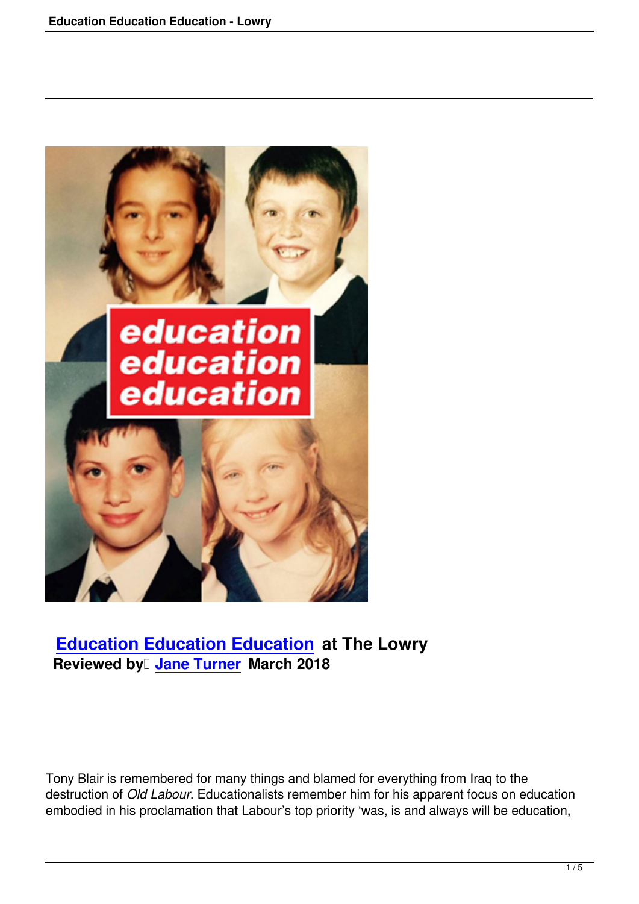**Education Education Education at The Lowry**
**Reviewed by Jane Turner March 2018**

Tony Blair is remembered for many things and blamed for everything from Iraq to the destruction of *Old Labour*. Educationalists remember him for his apparent focus on education embodied in his proclamation that Labour's top priority 'was, is and always will be education,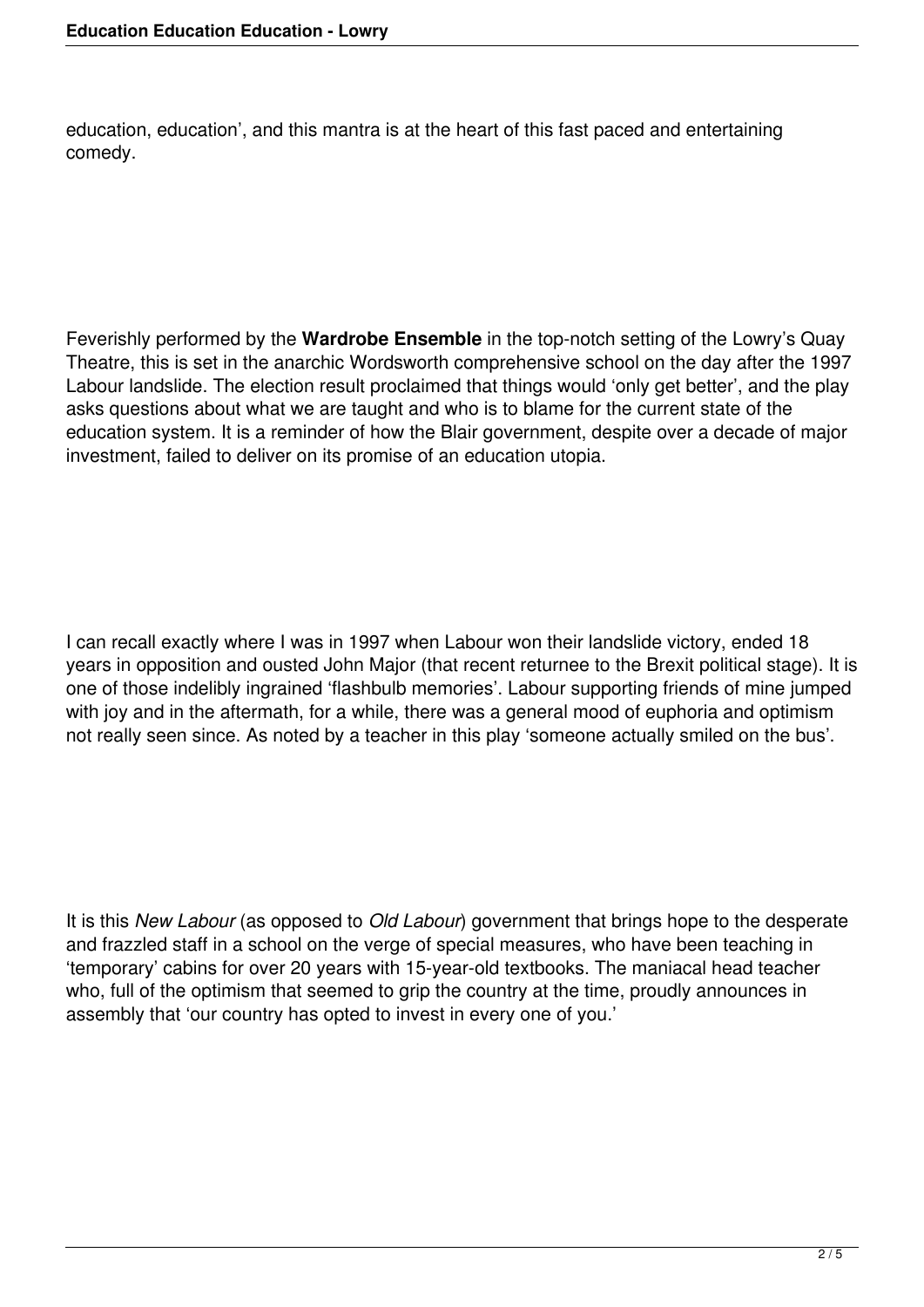education, education', and this mantra is at the heart of this fast paced and entertaining comedy.

Feverishly performed by the **Wardrobe Ensemble** in the top-notch setting of the Lowry's Quay Theatre, this is set in the anarchic Wordsworth comprehensive school on the day after the 1997 Labour landslide. The election result proclaimed that things would 'only get better', and the play asks questions about what we are taught and who is to blame for the current state of the education system. It is a reminder of how the Blair government, despite over a decade of major investment, failed to deliver on its promise of an education utopia.

I can recall exactly where I was in 1997 when Labour won their landslide victory, ended 18 years in opposition and ousted John Major (that recent returnee to the Brexit political stage). It is one of those indelibly ingrained 'flashbulb memories'. Labour supporting friends of mine jumped with joy and in the aftermath, for a while, there was a general mood of euphoria and optimism not really seen since. As noted by a teacher in this play 'someone actually smiled on the bus'.

It is this *New Labour* (as opposed to *Old Labour*) government that brings hope to the desperate and frazzled staff in a school on the verge of special measures, who have been teaching in 'temporary' cabins for over 20 years with 15-year-old textbooks. The maniacal head teacher who, full of the optimism that seemed to grip the country at the time, proudly announces in assembly that 'our country has opted to invest in every one of you.'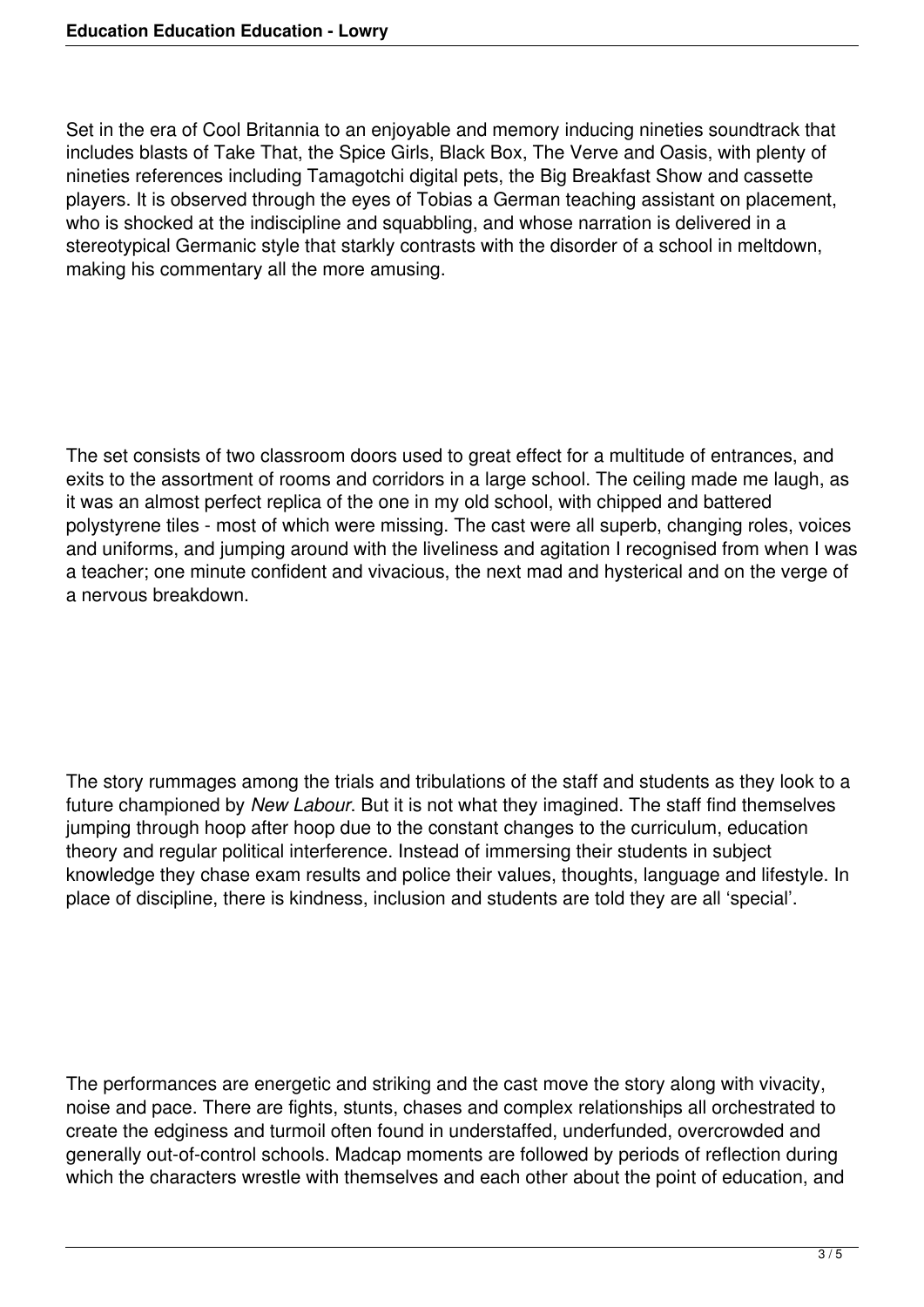Set in the era of Cool Britannia to an enjoyable and memory inducing nineties soundtrack that includes blasts of Take That, the Spice Girls, Black Box, The Verve and Oasis, with plenty of nineties references including Tamagotchi digital pets, the Big Breakfast Show and cassette players. It is observed through the eyes of Tobias a German teaching assistant on placement, who is shocked at the indiscipline and squabbling, and whose narration is delivered in a stereotypical Germanic style that starkly contrasts with the disorder of a school in meltdown, making his commentary all the more amusing.

The set consists of two classroom doors used to great effect for a multitude of entrances, and exits to the assortment of rooms and corridors in a large school. The ceiling made me laugh, as it was an almost perfect replica of the one in my old school, with chipped and battered polystyrene tiles - most of which were missing. The cast were all superb, changing roles, voices and uniforms, and jumping around with the liveliness and agitation I recognised from when I was a teacher; one minute confident and vivacious, the next mad and hysterical and on the verge of a nervous breakdown.

The story rummages among the trials and tribulations of the staff and students as they look to a future championed by *New Labour*. But it is not what they imagined. The staff find themselves jumping through hoop after hoop due to the constant changes to the curriculum, education theory and regular political interference. Instead of immersing their students in subject knowledge they chase exam results and police their values, thoughts, language and lifestyle. In place of discipline, there is kindness, inclusion and students are told they are all 'special'.

The performances are energetic and striking and the cast move the story along with vivacity, noise and pace. There are fights, stunts, chases and complex relationships all orchestrated to create the edginess and turmoil often found in understaffed, underfunded, overcrowded and generally out-of-control schools. Madcap moments are followed by periods of reflection during which the characters wrestle with themselves and each other about the point of education, and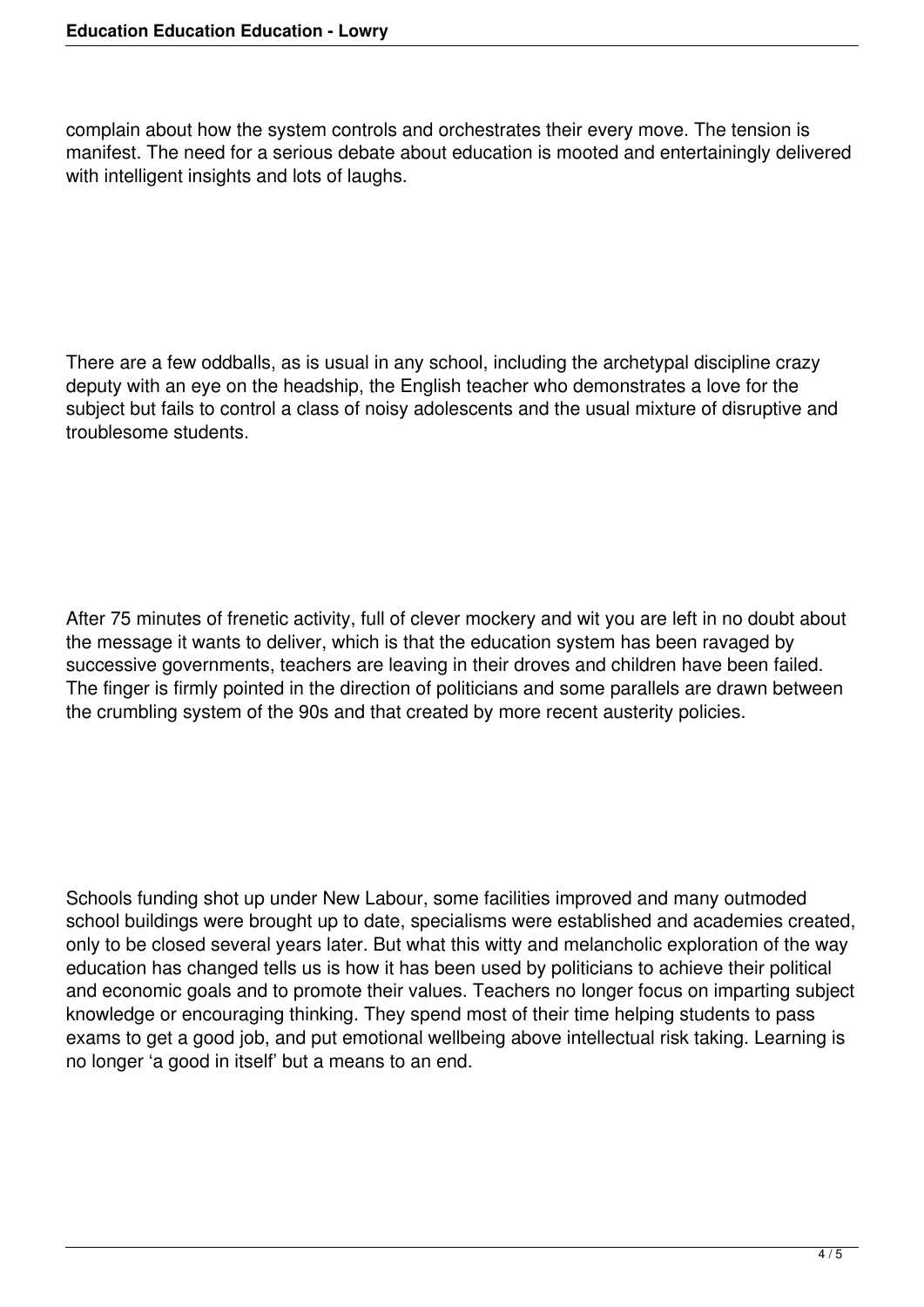complain about how the system controls and orchestrates their every move. The tension is manifest. The need for a serious debate about education is mooted and entertainingly delivered with intelligent insights and lots of laughs.

There are a few oddballs, as is usual in any school, including the archetypal discipline crazy deputy with an eye on the headship, the English teacher who demonstrates a love for the subject but fails to control a class of noisy adolescents and the usual mixture of disruptive and troublesome students.

After 75 minutes of frenetic activity, full of clever mockery and wit you are left in no doubt about the message it wants to deliver, which is that the education system has been ravaged by successive governments, teachers are leaving in their droves and children have been failed. The finger is firmly pointed in the direction of politicians and some parallels are drawn between the crumbling system of the 90s and that created by more recent austerity policies.

Schools funding shot up under New Labour, some facilities improved and many outmoded school buildings were brought up to date, specialisms were established and academies created, only to be closed several years later. But what this witty and melancholic exploration of the way education has changed tells us is how it has been used by politicians to achieve their political and economic goals and to promote their values. Teachers no longer focus on imparting subject knowledge or encouraging thinking. They spend most of their time helping students to pass exams to get a good job, and put emotional wellbeing above intellectual risk taking. Learning is no longer 'a good in itself' but a means to an end.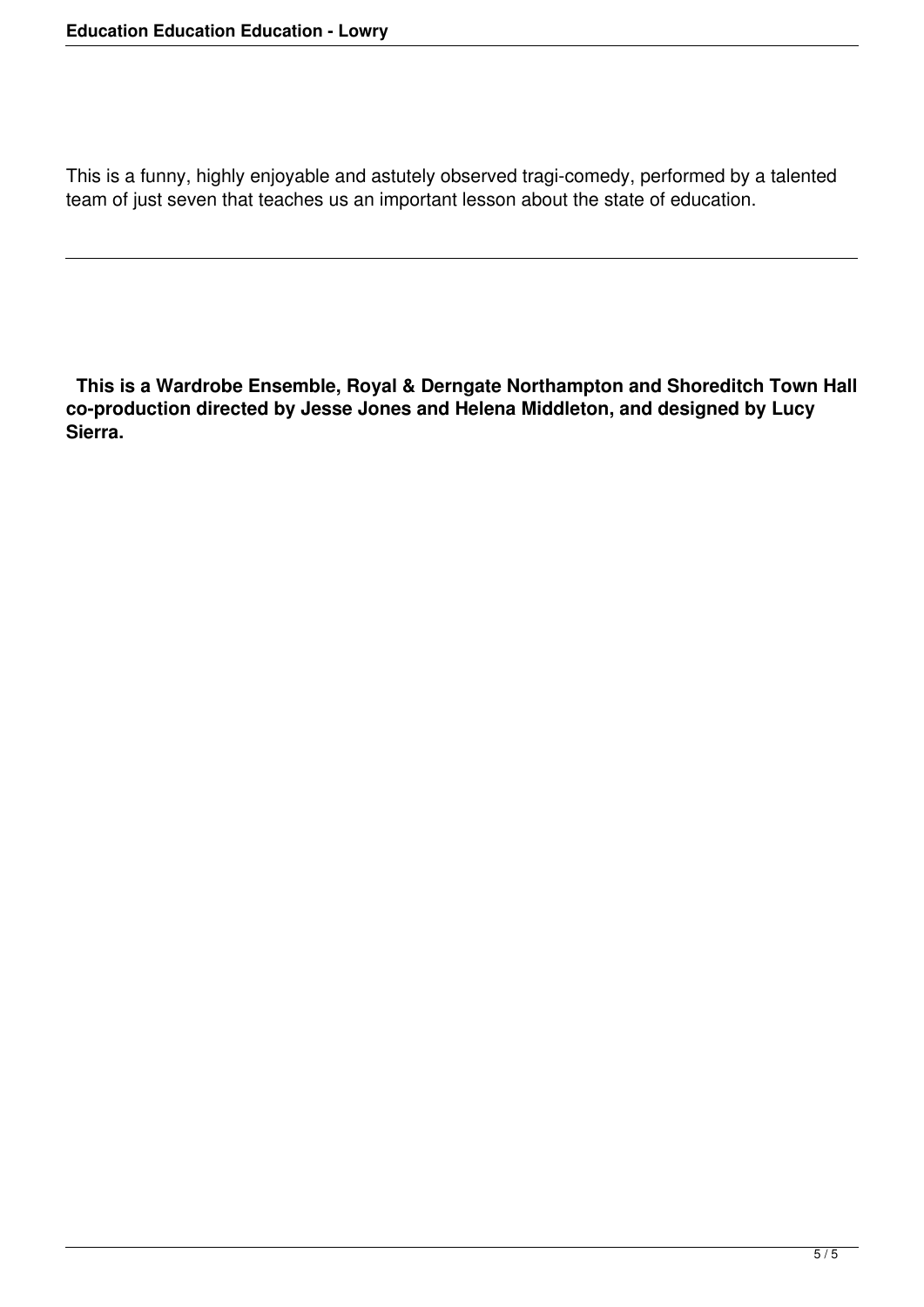This is a funny, highly enjoyable and astutely observed tragi-comedy, performed by a talented team of just seven that teaches us an important lesson about the state of education.

---

**This is a Wardrobe Ensemble, Royal & Derngate Northampton and Shoreditch Town Hall co-production directed by Jesse Jones and Helena Middleton, and designed by Lucy Sierra.**